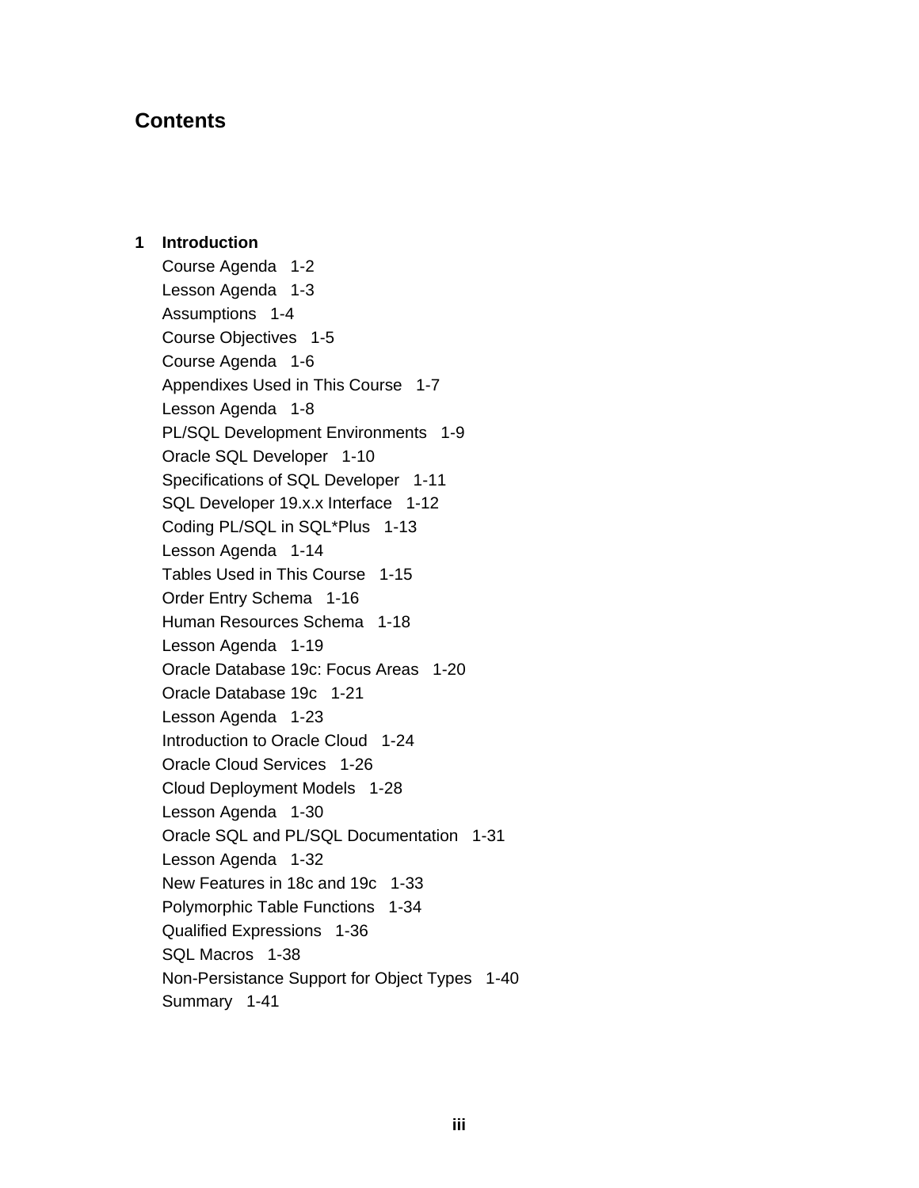# Contents

**1 Introduction**

Course Agenda 1-2
Lesson Agenda 1-3
Assumptions 1-4
Course Objectives 1-5
Course Agenda 1-6
Appendixes Used in This Course 1-7
Lesson Agenda 1-8
PL/SQL Development Environments 1-9
Oracle SQL Developer 1-10
Specifications of SQL Developer 1-11
SQL Developer 19.x.x Interface 1-12
Coding PL/SQL in SQL*Plus 1-13
Lesson Agenda 1-14
Tables Used in This Course 1-15
Order Entry Schema 1-16
Human Resources Schema 1-18
Lesson Agenda 1-19
Oracle Database 19c: Focus Areas 1-20
Oracle Database 19c 1-21
Lesson Agenda 1-23
Introduction to Oracle Cloud 1-24
Oracle Cloud Services 1-26
Cloud Deployment Models 1-28
Lesson Agenda 1-30
Oracle SQL and PL/SQL Documentation 1-31
Lesson Agenda 1-32
New Features in 18c and 19c 1-33
Polymorphic Table Functions 1-34
Qualified Expressions 1-36
SQL Macros 1-38
Non-Persistance Support for Object Types 1-40
Summary 1-41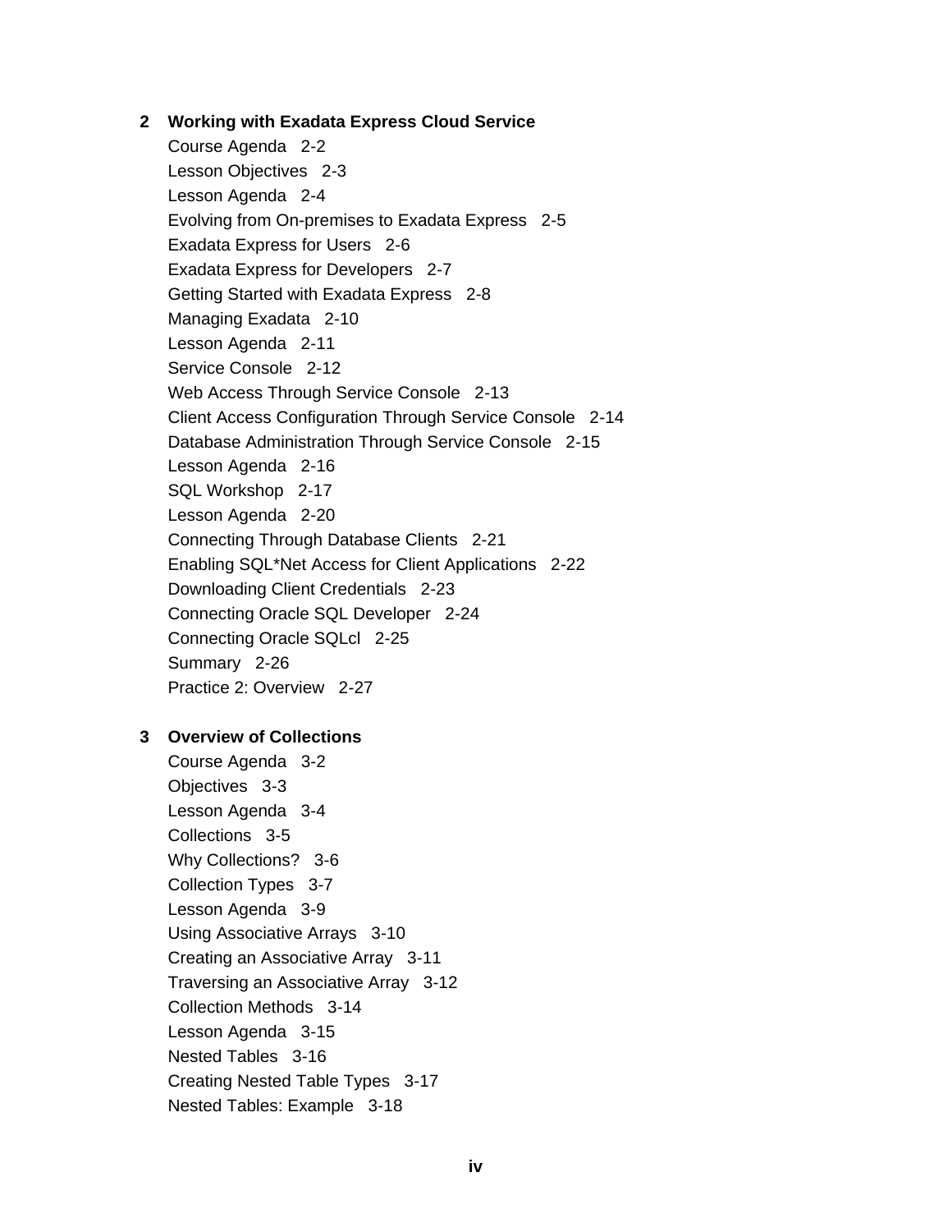**2 Working with Exadata Express Cloud Service**

Course Agenda 2-2
Lesson Objectives 2-3
Lesson Agenda 2-4
Evolving from On-premises to Exadata Express 2-5
Exadata Express for Users 2-6
Exadata Express for Developers 2-7
Getting Started with Exadata Express 2-8
Managing Exadata 2-10
Lesson Agenda 2-11
Service Console 2-12
Web Access Through Service Console 2-13
Client Access Configuration Through Service Console 2-14
Database Administration Through Service Console 2-15
Lesson Agenda 2-16
SQL Workshop 2-17
Lesson Agenda 2-20
Connecting Through Database Clients 2-21
Enabling SQL*Net Access for Client Applications 2-22
Downloading Client Credentials 2-23
Connecting Oracle SQL Developer 2-24
Connecting Oracle SQLcl 2-25
Summary 2-26
Practice 2: Overview 2-27

**3 Overview of Collections**

Course Agenda 3-2
Objectives 3-3
Lesson Agenda 3-4
Collections 3-5
Why Collections? 3-6
Collection Types 3-7
Lesson Agenda 3-9
Using Associative Arrays 3-10
Creating an Associative Array 3-11
Traversing an Associative Array 3-12
Collection Methods 3-14
Lesson Agenda 3-15
Nested Tables 3-16
Creating Nested Table Types 3-17
Nested Tables: Example 3-18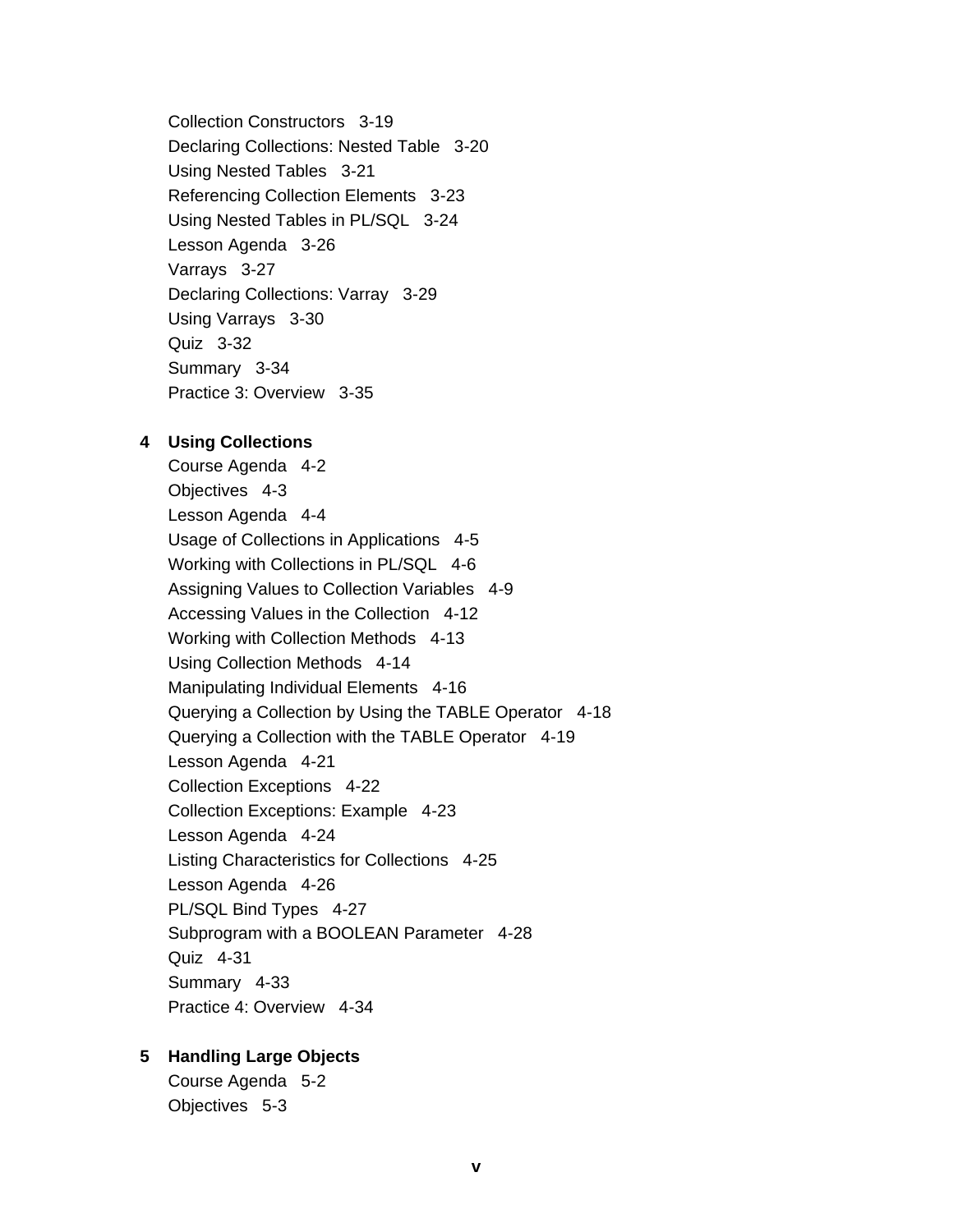Collection Constructors   3-19
Declaring Collections: Nested Table   3-20
Using Nested Tables   3-21
Referencing Collection Elements   3-23
Using Nested Tables in PL/SQL   3-24
Lesson Agenda   3-26
Varrays   3-27
Declaring Collections: Varray   3-29
Using Varrays   3-30
Quiz   3-32
Summary   3-34
Practice 3: Overview   3-35

**4 Using Collections**

Course Agenda   4-2
Objectives   4-3
Lesson Agenda   4-4
Usage of Collections in Applications   4-5
Working with Collections in PL/SQL   4-6
Assigning Values to Collection Variables   4-9
Accessing Values in the Collection   4-12
Working with Collection Methods   4-13
Using Collection Methods   4-14
Manipulating Individual Elements   4-16
Querying a Collection by Using the TABLE Operator   4-18
Querying a Collection with the TABLE Operator   4-19
Lesson Agenda   4-21
Collection Exceptions   4-22
Collection Exceptions: Example   4-23
Lesson Agenda   4-24
Listing Characteristics for Collections   4-25
Lesson Agenda   4-26
PL/SQL Bind Types   4-27
Subprogram with a BOOLEAN Parameter   4-28
Quiz   4-31
Summary   4-33
Practice 4: Overview   4-34

**5 Handling Large Objects**

Course Agenda   5-2
Objectives   5-3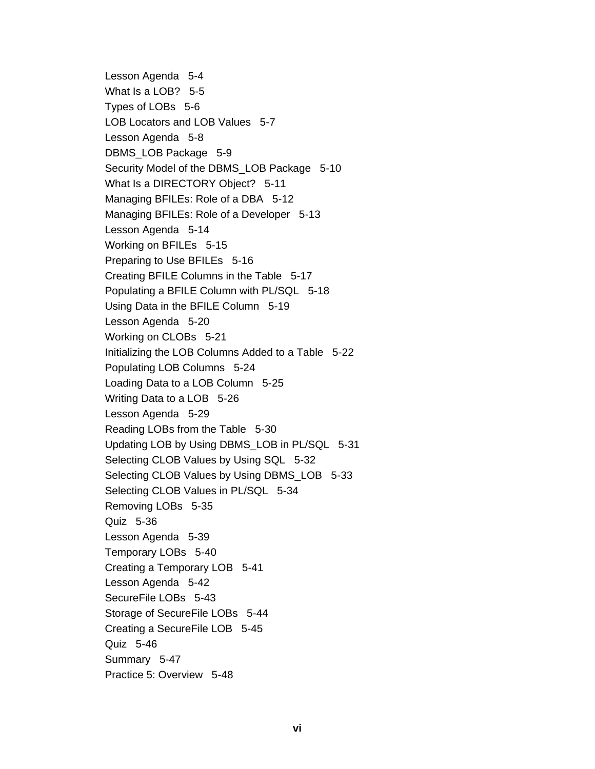Lesson Agenda 5-4
What Is a LOB? 5-5
Types of LOBs 5-6
LOB Locators and LOB Values 5-7
Lesson Agenda 5-8
DBMS_LOB Package 5-9
Security Model of the DBMS_LOB Package 5-10
What Is a DIRECTORY Object? 5-11
Managing BFILEs: Role of a DBA 5-12
Managing BFILEs: Role of a Developer 5-13
Lesson Agenda 5-14
Working on BFILEs 5-15
Preparing to Use BFILEs 5-16
Creating BFILE Columns in the Table 5-17
Populating a BFILE Column with PL/SQL 5-18
Using Data in the BFILE Column 5-19
Lesson Agenda 5-20
Working on CLOBs 5-21
Initializing the LOB Columns Added to a Table 5-22
Populating LOB Columns 5-24
Loading Data to a LOB Column 5-25
Writing Data to a LOB 5-26
Lesson Agenda 5-29
Reading LOBs from the Table 5-30
Updating LOB by Using DBMS_LOB in PL/SQL 5-31
Selecting CLOB Values by Using SQL 5-32
Selecting CLOB Values by Using DBMS_LOB 5-33
Selecting CLOB Values in PL/SQL 5-34
Removing LOBs 5-35
Quiz 5-36
Lesson Agenda 5-39
Temporary LOBs 5-40
Creating a Temporary LOB 5-41
Lesson Agenda 5-42
SecureFile LOBs 5-43
Storage of SecureFile LOBs 5-44
Creating a SecureFile LOB 5-45
Quiz 5-46
Summary 5-47
Practice 5: Overview 5-48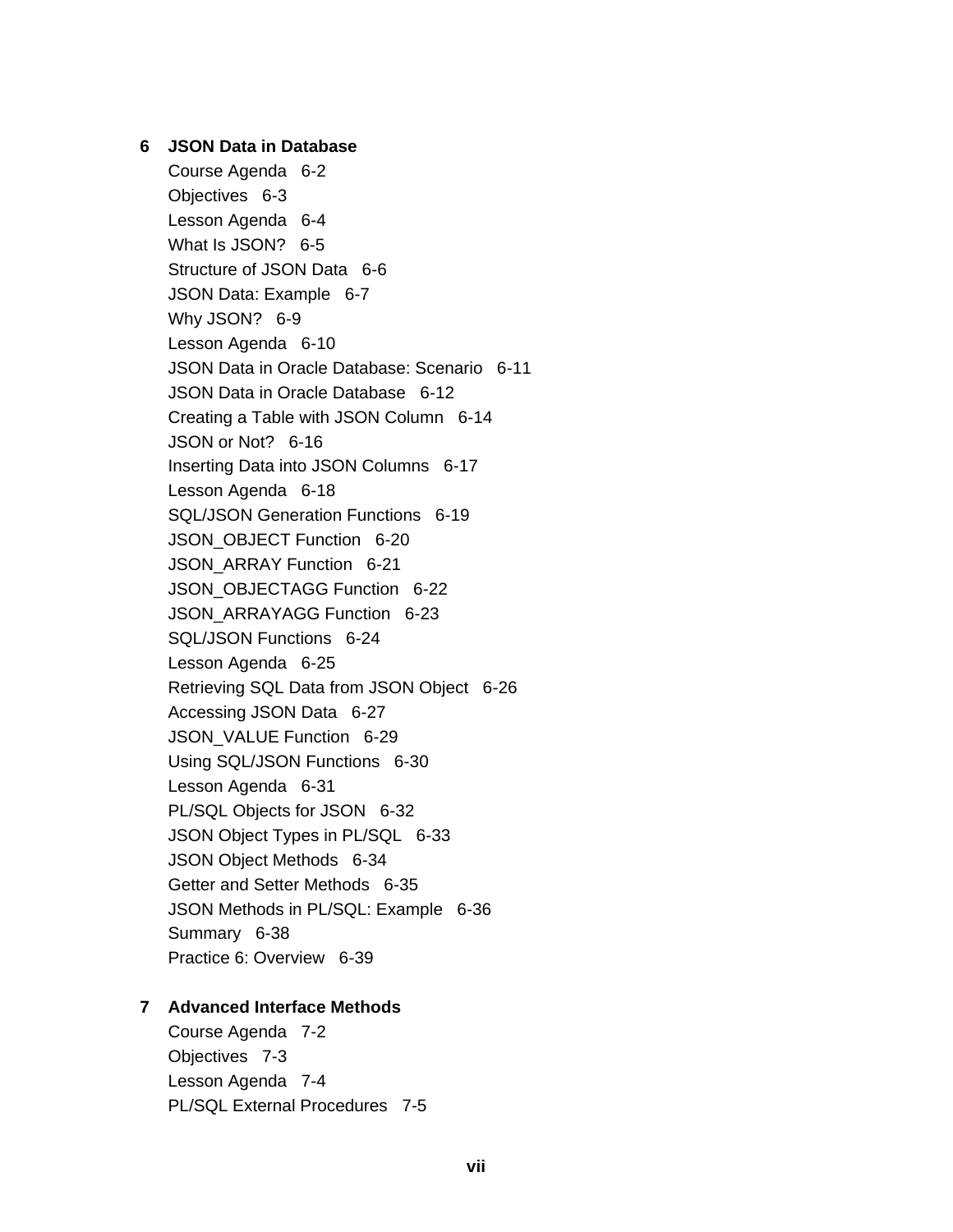**6 JSON Data in Database**

Course Agenda 6-2
Objectives 6-3
Lesson Agenda 6-4
What Is JSON? 6-5
Structure of JSON Data 6-6
JSON Data: Example 6-7
Why JSON? 6-9
Lesson Agenda 6-10
JSON Data in Oracle Database: Scenario 6-11
JSON Data in Oracle Database 6-12
Creating a Table with JSON Column 6-14
JSON or Not? 6-16
Inserting Data into JSON Columns 6-17
Lesson Agenda 6-18
SQL/JSON Generation Functions 6-19
JSON_OBJECT Function 6-20
JSON_ARRAY Function 6-21
JSON_OBJECTAGG Function 6-22
JSON_ARRAYAGG Function 6-23
SQL/JSON Functions 6-24
Lesson Agenda 6-25
Retrieving SQL Data from JSON Object 6-26
Accessing JSON Data 6-27
JSON_VALUE Function 6-29
Using SQL/JSON Functions 6-30
Lesson Agenda 6-31
PL/SQL Objects for JSON 6-32
JSON Object Types in PL/SQL 6-33
JSON Object Methods 6-34
Getter and Setter Methods 6-35
JSON Methods in PL/SQL: Example 6-36
Summary 6-38
Practice 6: Overview 6-39

**7 Advanced Interface Methods**

Course Agenda 7-2
Objectives 7-3
Lesson Agenda 7-4
PL/SQL External Procedures 7-5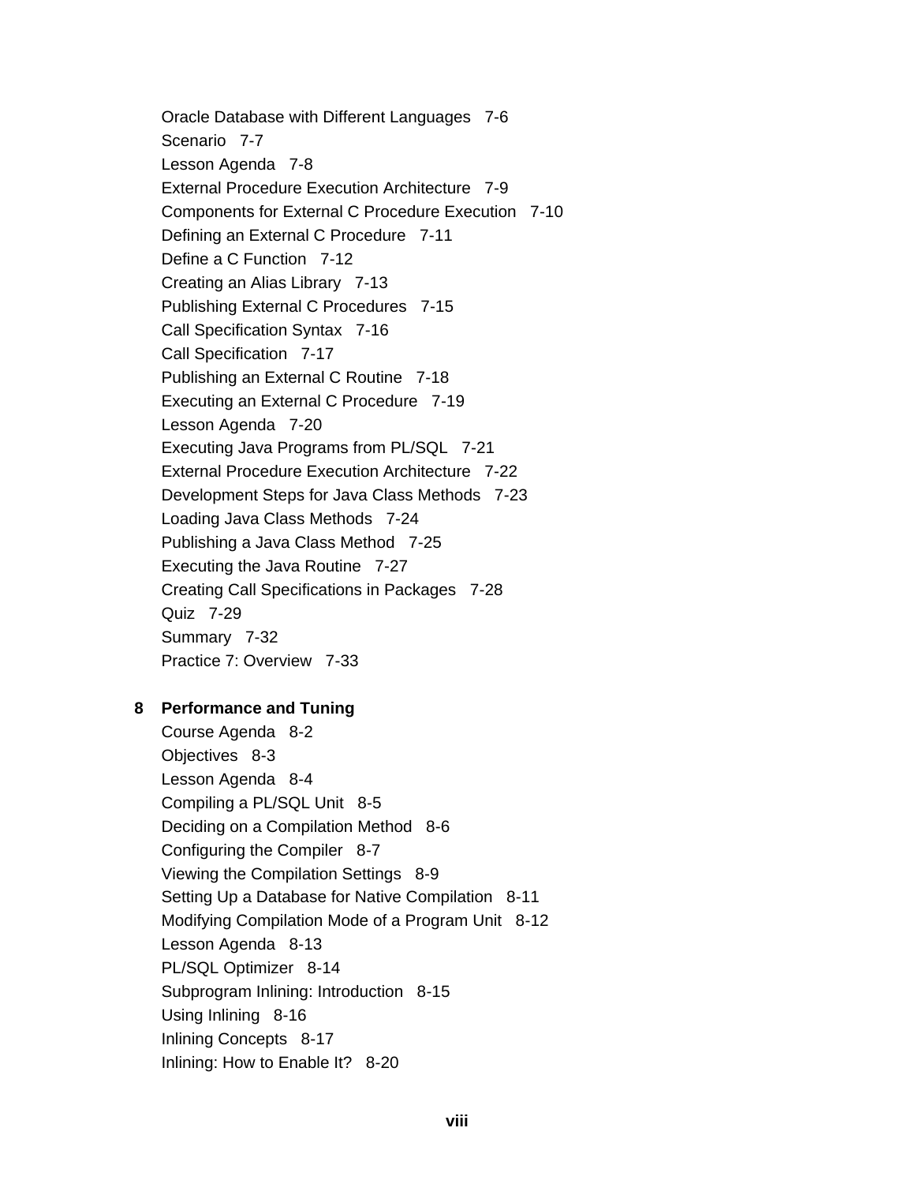Oracle Database with Different Languages   7-6
Scenario   7-7
Lesson Agenda   7-8
External Procedure Execution Architecture   7-9
Components for External C Procedure Execution   7-10
Defining an External C Procedure   7-11
Define a C Function   7-12
Creating an Alias Library   7-13
Publishing External C Procedures   7-15
Call Specification Syntax   7-16
Call Specification   7-17
Publishing an External C Routine   7-18
Executing an External C Procedure   7-19
Lesson Agenda   7-20
Executing Java Programs from PL/SQL   7-21
External Procedure Execution Architecture   7-22
Development Steps for Java Class Methods   7-23
Loading Java Class Methods   7-24
Publishing a Java Class Method   7-25
Executing the Java Routine   7-27
Creating Call Specifications in Packages   7-28
Quiz   7-29
Summary   7-32
Practice 7: Overview   7-33

**8    Performance and Tuning**

Course Agenda   8-2
Objectives   8-3
Lesson Agenda   8-4
Compiling a PL/SQL Unit   8-5
Deciding on a Compilation Method   8-6
Configuring the Compiler   8-7
Viewing the Compilation Settings   8-9
Setting Up a Database for Native Compilation   8-11
Modifying Compilation Mode of a Program Unit   8-12
Lesson Agenda   8-13
PL/SQL Optimizer   8-14
Subprogram Inlining: Introduction   8-15
Using Inlining   8-16
Inlining Concepts   8-17
Inlining: How to Enable It?   8-20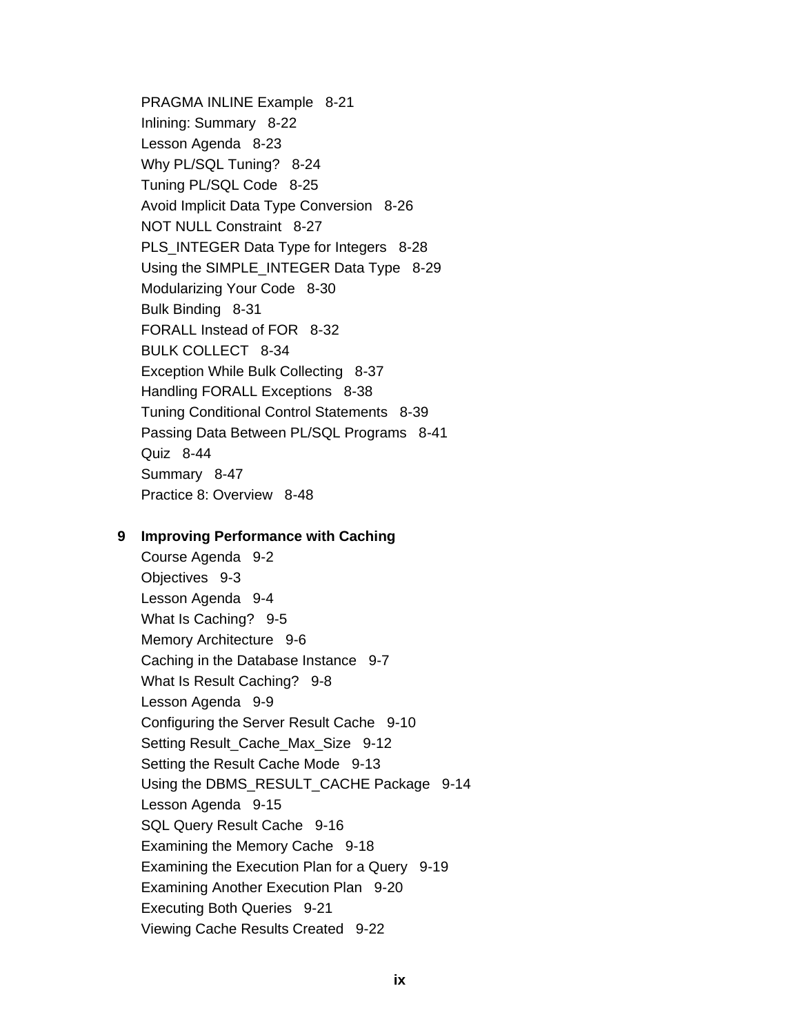PRAGMA INLINE Example 8-21
Inlining: Summary 8-22
Lesson Agenda 8-23
Why PL/SQL Tuning? 8-24
Tuning PL/SQL Code 8-25
Avoid Implicit Data Type Conversion 8-26
NOT NULL Constraint 8-27
PLS_INTEGER Data Type for Integers 8-28
Using the SIMPLE_INTEGER Data Type 8-29
Modularizing Your Code 8-30
Bulk Binding 8-31
FORALL Instead of FOR 8-32
BULK COLLECT 8-34
Exception While Bulk Collecting 8-37
Handling FORALL Exceptions 8-38
Tuning Conditional Control Statements 8-39
Passing Data Between PL/SQL Programs 8-41
Quiz 8-44
Summary 8-47
Practice 8: Overview 8-48

**9 Improving Performance with Caching**

Course Agenda 9-2
Objectives 9-3
Lesson Agenda 9-4
What Is Caching? 9-5
Memory Architecture 9-6
Caching in the Database Instance 9-7
What Is Result Caching? 9-8
Lesson Agenda 9-9
Configuring the Server Result Cache 9-10
Setting Result_Cache_Max_Size 9-12
Setting the Result Cache Mode 9-13
Using the DBMS_RESULT_CACHE Package 9-14
Lesson Agenda 9-15
SQL Query Result Cache 9-16
Examining the Memory Cache 9-18
Examining the Execution Plan for a Query 9-19
Examining Another Execution Plan 9-20
Executing Both Queries 9-21
Viewing Cache Results Created 9-22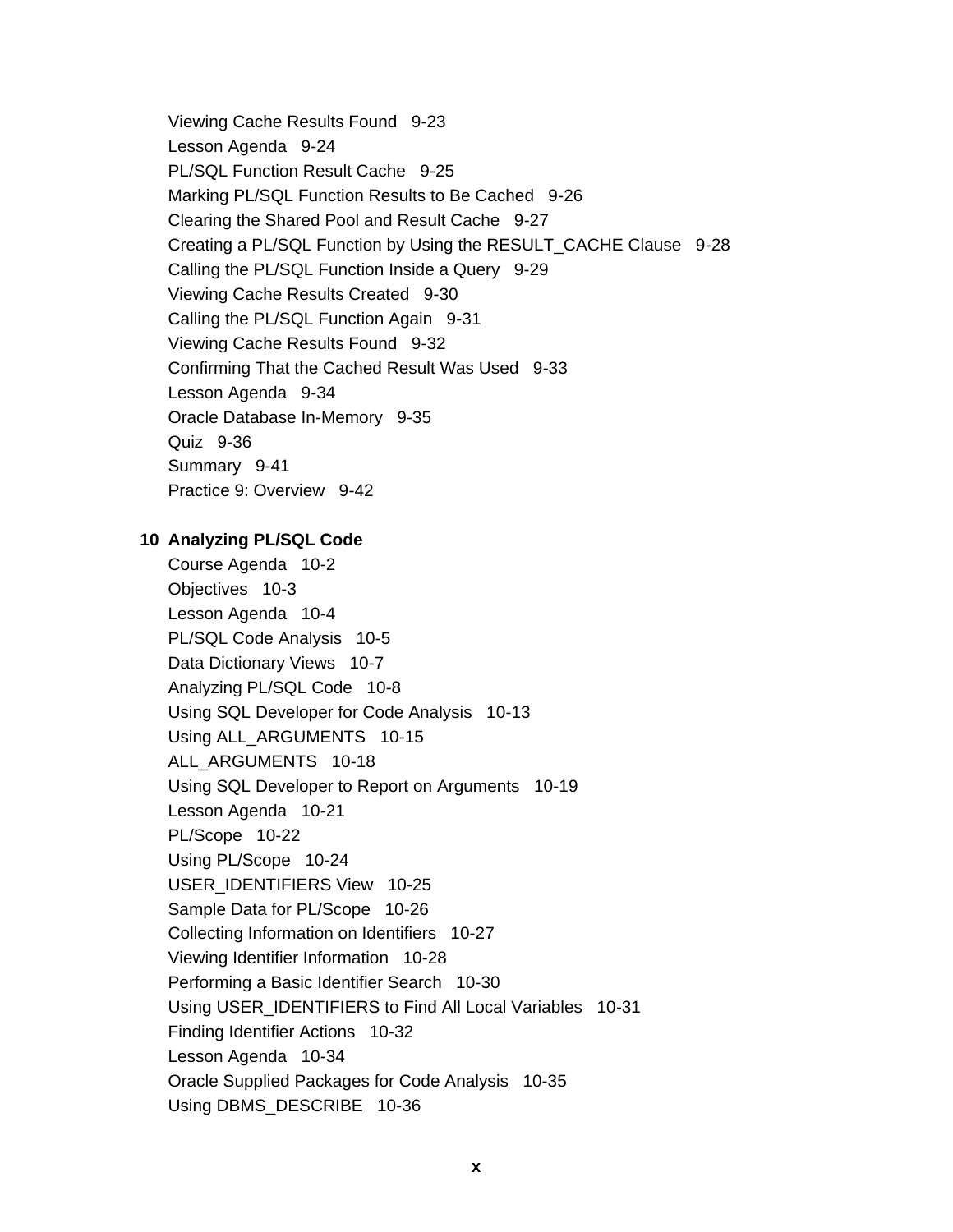Viewing Cache Results Found 9-23
Lesson Agenda 9-24
PL/SQL Function Result Cache 9-25
Marking PL/SQL Function Results to Be Cached 9-26
Clearing the Shared Pool and Result Cache 9-27
Creating a PL/SQL Function by Using the RESULT_CACHE Clause 9-28
Calling the PL/SQL Function Inside a Query 9-29
Viewing Cache Results Created 9-30
Calling the PL/SQL Function Again 9-31
Viewing Cache Results Found 9-32
Confirming That the Cached Result Was Used 9-33
Lesson Agenda 9-34
Oracle Database In-Memory 9-35
Quiz 9-36
Summary 9-41
Practice 9: Overview 9-42

**10 Analyzing PL/SQL Code**

Course Agenda 10-2
Objectives 10-3
Lesson Agenda 10-4
PL/SQL Code Analysis 10-5
Data Dictionary Views 10-7
Analyzing PL/SQL Code 10-8
Using SQL Developer for Code Analysis 10-13
Using ALL_ARGUMENTS 10-15
ALL_ARGUMENTS 10-18
Using SQL Developer to Report on Arguments 10-19
Lesson Agenda 10-21
PL/Scope 10-22
Using PL/Scope 10-24
USER_IDENTIFIERS View 10-25
Sample Data for PL/Scope 10-26
Collecting Information on Identifiers 10-27
Viewing Identifier Information 10-28
Performing a Basic Identifier Search 10-30
Using USER_IDENTIFIERS to Find All Local Variables 10-31
Finding Identifier Actions 10-32
Lesson Agenda 10-34
Oracle Supplied Packages for Code Analysis 10-35
Using DBMS_DESCRIBE 10-36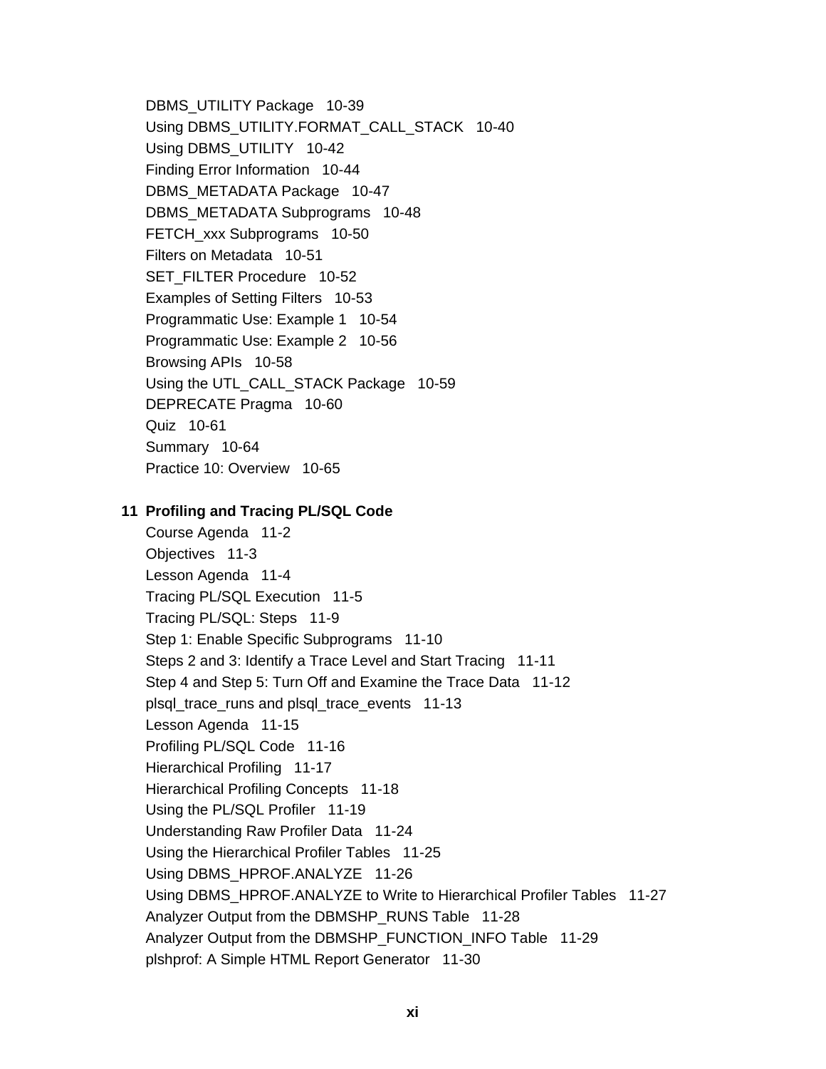DBMS_UTILITY Package   10-39
Using DBMS_UTILITY.FORMAT_CALL_STACK   10-40
Using DBMS_UTILITY   10-42
Finding Error Information   10-44
DBMS_METADATA Package   10-47
DBMS_METADATA Subprograms   10-48
FETCH_xxx Subprograms   10-50
Filters on Metadata   10-51
SET_FILTER Procedure   10-52
Examples of Setting Filters   10-53
Programmatic Use: Example 1   10-54
Programmatic Use: Example 2   10-56
Browsing APIs   10-58
Using the UTL_CALL_STACK Package   10-59
DEPRECATE Pragma   10-60
Quiz   10-61
Summary   10-64
Practice 10: Overview   10-65

**11 Profiling and Tracing PL/SQL Code**

Course Agenda   11-2
Objectives   11-3
Lesson Agenda   11-4
Tracing PL/SQL Execution   11-5
Tracing PL/SQL: Steps   11-9
Step 1: Enable Specific Subprograms   11-10
Steps 2 and 3: Identify a Trace Level and Start Tracing   11-11
Step 4 and Step 5: Turn Off and Examine the Trace Data   11-12
plsql_trace_runs and plsql_trace_events   11-13
Lesson Agenda   11-15
Profiling PL/SQL Code   11-16
Hierarchical Profiling   11-17
Hierarchical Profiling Concepts   11-18
Using the PL/SQL Profiler   11-19
Understanding Raw Profiler Data   11-24
Using the Hierarchical Profiler Tables   11-25
Using DBMS_HPROF.ANALYZE   11-26
Using DBMS_HPROF.ANALYZE to Write to Hierarchical Profiler Tables   11-27
Analyzer Output from the DBMSHP_RUNS Table   11-28
Analyzer Output from the DBMSHP_FUNCTION_INFO Table   11-29
plshprof: A Simple HTML Report Generator   11-30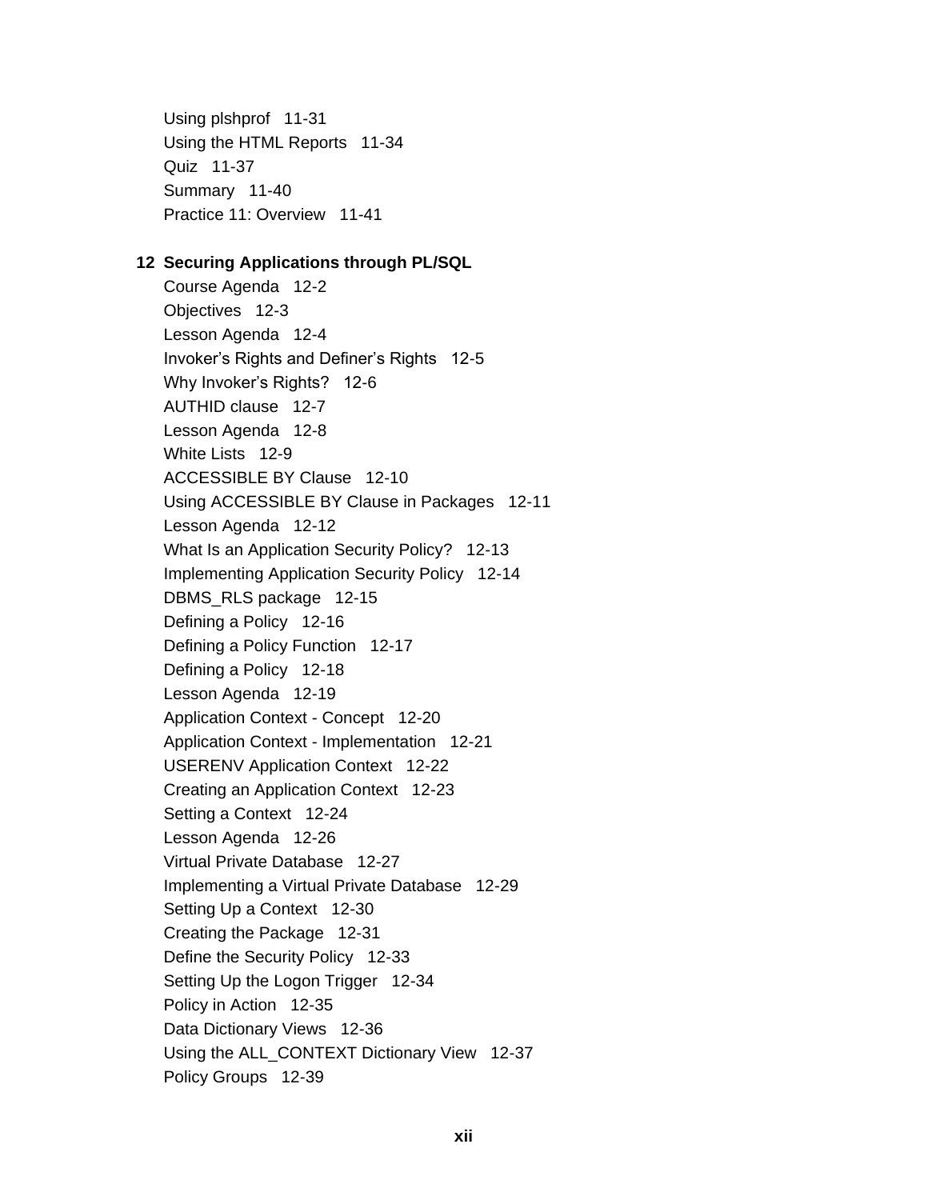Using plshprof   11-31
Using the HTML Reports   11-34
Quiz   11-37
Summary   11-40
Practice 11: Overview   11-41

**12 Securing Applications through PL/SQL**

Course Agenda   12-2
Objectives   12-3
Lesson Agenda   12-4
Invoker's Rights and Definer's Rights   12-5
Why Invoker's Rights?   12-6
AUTHID clause   12-7
Lesson Agenda   12-8
White Lists   12-9
ACCESSIBLE BY Clause   12-10
Using ACCESSIBLE BY Clause in Packages   12-11
Lesson Agenda   12-12
What Is an Application Security Policy?   12-13
Implementing Application Security Policy   12-14
DBMS_RLS package   12-15
Defining a Policy   12-16
Defining a Policy Function   12-17
Defining a Policy   12-18
Lesson Agenda   12-19
Application Context - Concept   12-20
Application Context - Implementation   12-21
USERENV Application Context   12-22
Creating an Application Context   12-23
Setting a Context   12-24
Lesson Agenda   12-26
Virtual Private Database   12-27
Implementing a Virtual Private Database   12-29
Setting Up a Context   12-30
Creating the Package   12-31
Define the Security Policy   12-33
Setting Up the Logon Trigger   12-34
Policy in Action   12-35
Data Dictionary Views   12-36
Using the ALL_CONTEXT Dictionary View   12-37
Policy Groups   12-39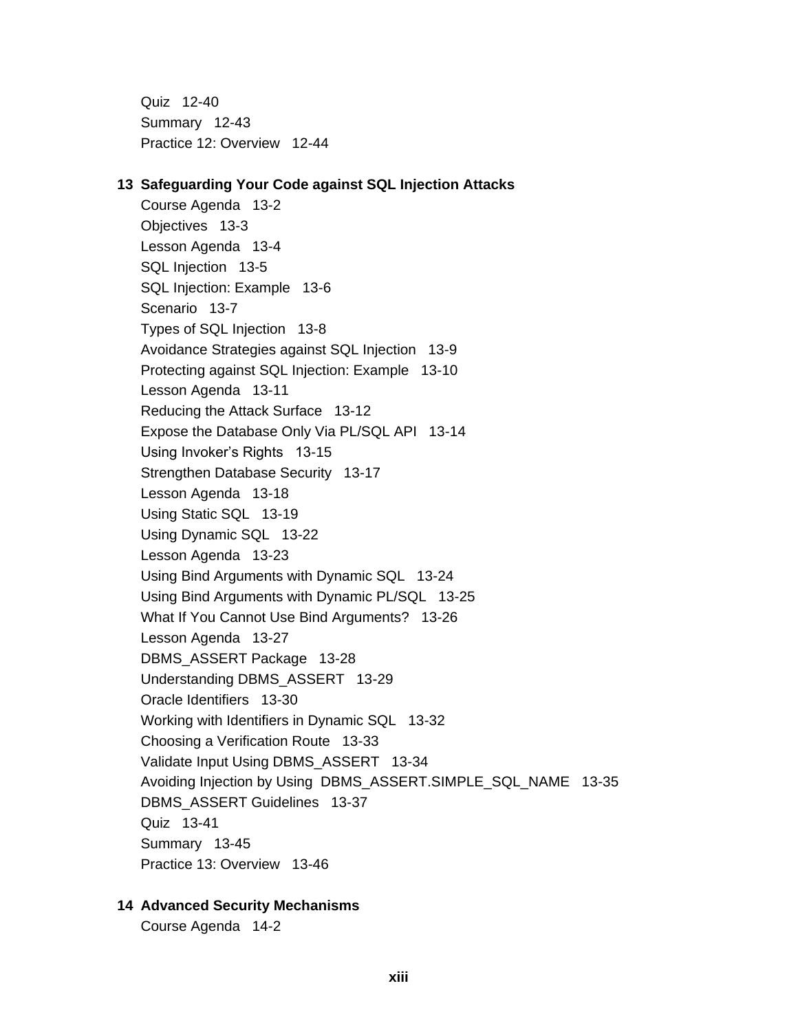Quiz   12-40
Summary   12-43
Practice 12: Overview   12-44

**13  Safeguarding Your Code against SQL Injection Attacks**

Course Agenda   13-2
Objectives   13-3
Lesson Agenda   13-4
SQL Injection   13-5
SQL Injection: Example   13-6
Scenario   13-7
Types of SQL Injection   13-8
Avoidance Strategies against SQL Injection   13-9
Protecting against SQL Injection: Example   13-10
Lesson Agenda   13-11
Reducing the Attack Surface   13-12
Expose the Database Only Via PL/SQL API   13-14
Using Invoker's Rights   13-15
Strengthen Database Security   13-17
Lesson Agenda   13-18
Using Static SQL   13-19
Using Dynamic SQL   13-22
Lesson Agenda   13-23
Using Bind Arguments with Dynamic SQL   13-24
Using Bind Arguments with Dynamic PL/SQL   13-25
What If You Cannot Use Bind Arguments?   13-26
Lesson Agenda   13-27
DBMS_ASSERT Package   13-28
Understanding DBMS_ASSERT   13-29
Oracle Identifiers   13-30
Working with Identifiers in Dynamic SQL   13-32
Choosing a Verification Route   13-33
Validate Input Using DBMS_ASSERT   13-34
Avoiding Injection by Using  DBMS_ASSERT.SIMPLE_SQL_NAME   13-35
DBMS_ASSERT Guidelines   13-37
Quiz   13-41
Summary   13-45
Practice 13: Overview   13-46

**14  Advanced Security Mechanisms**

Course Agenda   14-2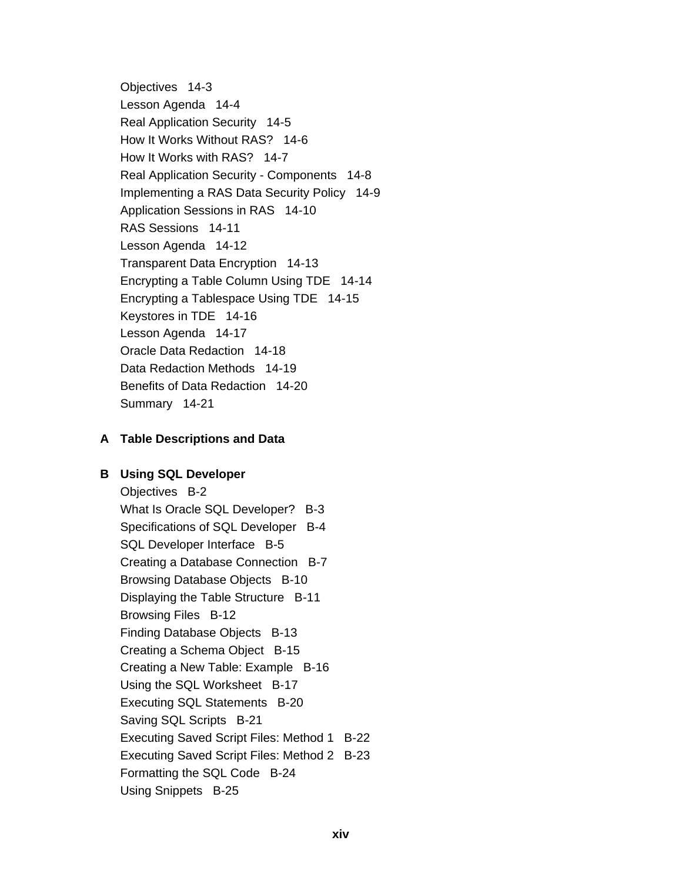Objectives 14-3
Lesson Agenda 14-4
Real Application Security 14-5
How It Works Without RAS? 14-6
How It Works with RAS? 14-7
Real Application Security - Components 14-8
Implementing a RAS Data Security Policy 14-9
Application Sessions in RAS 14-10
RAS Sessions 14-11
Lesson Agenda 14-12
Transparent Data Encryption 14-13
Encrypting a Table Column Using TDE 14-14
Encrypting a Tablespace Using TDE 14-15
Keystores in TDE 14-16
Lesson Agenda 14-17
Oracle Data Redaction 14-18
Data Redaction Methods 14-19
Benefits of Data Redaction 14-20
Summary 14-21

**A Table Descriptions and Data**

**B Using SQL Developer**

Objectives B-2
What Is Oracle SQL Developer? B-3
Specifications of SQL Developer B-4
SQL Developer Interface B-5
Creating a Database Connection B-7
Browsing Database Objects B-10
Displaying the Table Structure B-11
Browsing Files B-12
Finding Database Objects B-13
Creating a Schema Object B-15
Creating a New Table: Example B-16
Using the SQL Worksheet B-17
Executing SQL Statements B-20
Saving SQL Scripts B-21
Executing Saved Script Files: Method 1 B-22
Executing Saved Script Files: Method 2 B-23
Formatting the SQL Code B-24
Using Snippets B-25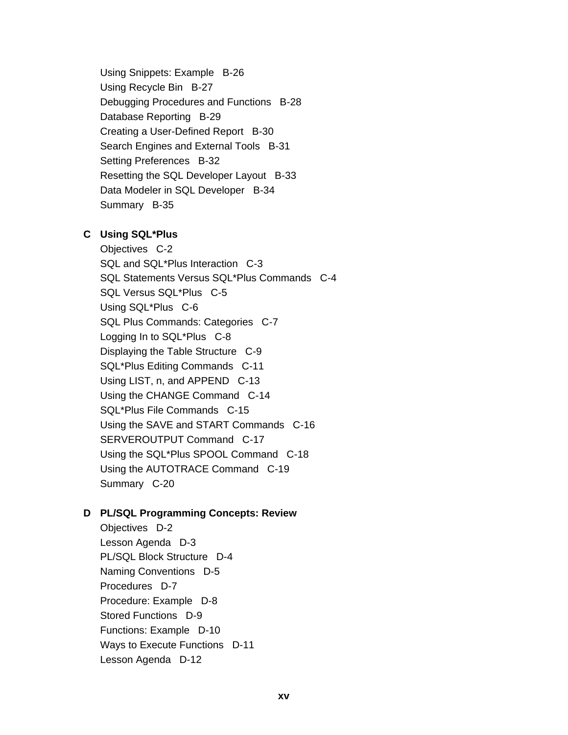Using Snippets: Example   B-26
Using Recycle Bin   B-27
Debugging Procedures and Functions   B-28
Database Reporting   B-29
Creating a User-Defined Report   B-30
Search Engines and External Tools   B-31
Setting Preferences   B-32
Resetting the SQL Developer Layout   B-33
Data Modeler in SQL Developer   B-34
Summary   B-35

**C   Using SQL*Plus**

Objectives   C-2
SQL and SQL*Plus Interaction   C-3
SQL Statements Versus SQL*Plus Commands   C-4
SQL Versus SQL*Plus   C-5
Using SQL*Plus   C-6
SQL Plus Commands: Categories   C-7
Logging In to SQL*Plus   C-8
Displaying the Table Structure   C-9
SQL*Plus Editing Commands   C-11
Using LIST, n, and APPEND   C-13
Using the CHANGE Command   C-14
SQL*Plus File Commands   C-15
Using the SAVE and START Commands   C-16
SERVEROUTPUT Command   C-17
Using the SQL*Plus SPOOL Command   C-18
Using the AUTOTRACE Command   C-19
Summary   C-20

**D   PL/SQL Programming Concepts: Review**

Objectives   D-2
Lesson Agenda   D-3
PL/SQL Block Structure   D-4
Naming Conventions   D-5
Procedures   D-7
Procedure: Example   D-8
Stored Functions   D-9
Functions: Example   D-10
Ways to Execute Functions   D-11
Lesson Agenda   D-12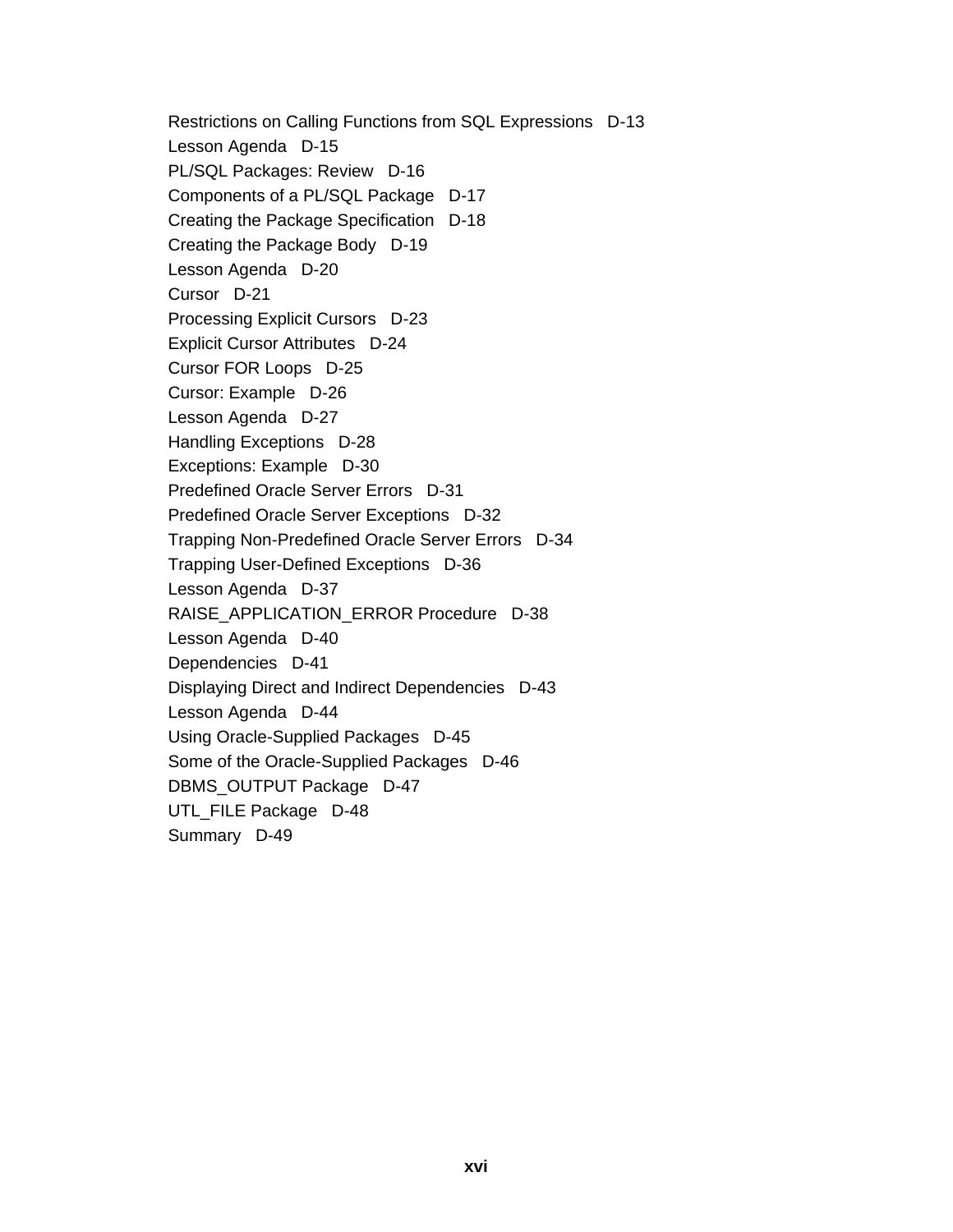Restrictions on Calling Functions from SQL Expressions   D-13
Lesson Agenda   D-15
PL/SQL Packages: Review   D-16
Components of a PL/SQL Package   D-17
Creating the Package Specification   D-18
Creating the Package Body   D-19
Lesson Agenda   D-20
Cursor   D-21
Processing Explicit Cursors   D-23
Explicit Cursor Attributes   D-24
Cursor FOR Loops   D-25
Cursor: Example   D-26
Lesson Agenda   D-27
Handling Exceptions   D-28
Exceptions: Example   D-30
Predefined Oracle Server Errors   D-31
Predefined Oracle Server Exceptions   D-32
Trapping Non-Predefined Oracle Server Errors   D-34
Trapping User-Defined Exceptions   D-36
Lesson Agenda   D-37
RAISE_APPLICATION_ERROR Procedure   D-38
Lesson Agenda   D-40
Dependencies   D-41
Displaying Direct and Indirect Dependencies   D-43
Lesson Agenda   D-44
Using Oracle-Supplied Packages   D-45
Some of the Oracle-Supplied Packages   D-46
DBMS_OUTPUT Package   D-47
UTL_FILE Package   D-48
Summary   D-49